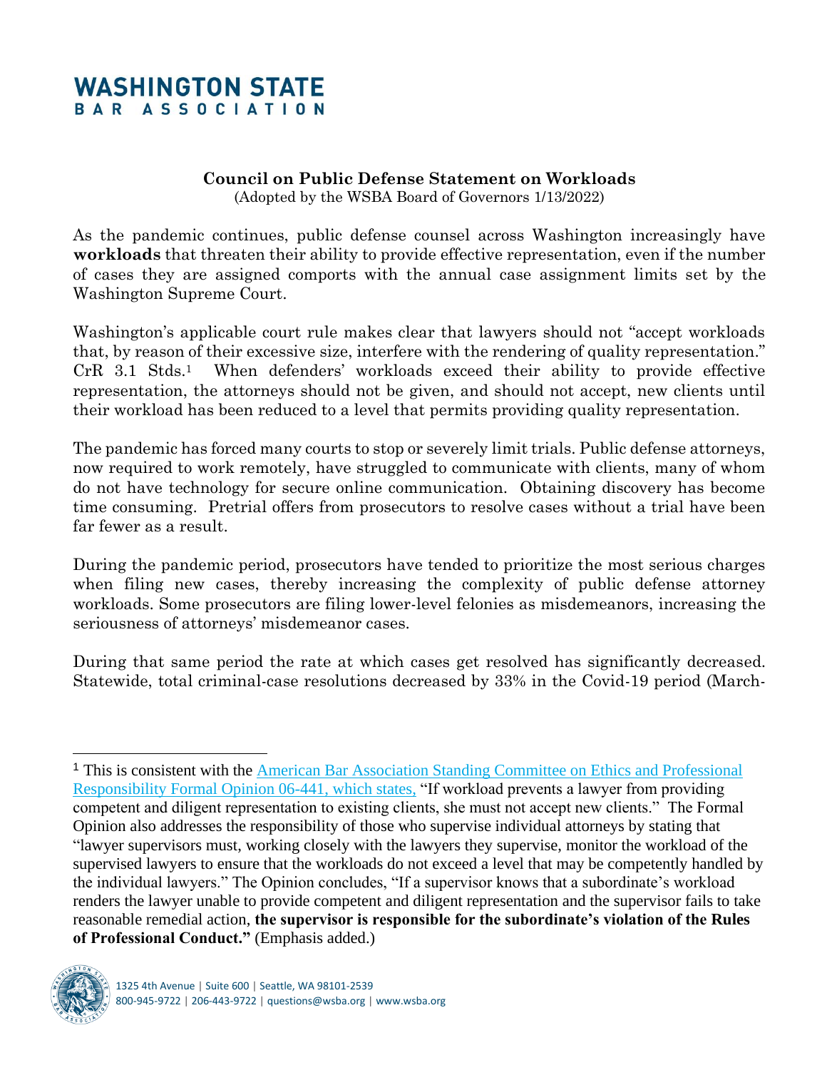# WASHINGTON STATE BAR ASSOCIATION

## Council on Public Defense Statement on Workloads

(Adopted by the WSBA Board of Governors 1/13/2022)

As the pandemic continues, public defense counsel across Washington increasingly have **workloads** that threaten their ability to provide effective representation, even if the number of cases they are assigned comports with the annual case assignment limits set by the Washington Supreme Court.

Washington's applicable court rule makes clear that lawyers should not "accept workloads that, by reason of their excessive size, interfere with the rendering of quality representation." CrR 3.1 Stds.[1] When defenders' workloads exceed their ability to provide effective representation, the attorneys should not be given, and should not accept, new clients until their workload has been reduced to a level that permits providing quality representation.

The pandemic has forced many courts to stop or severely limit trials. Public defense attorneys, now required to work remotely, have struggled to communicate with clients, many of whom do not have technology for secure online communication. Obtaining discovery has become time consuming. Pretrial offers from prosecutors to resolve cases without a trial have been far fewer as a result.

During the pandemic period, prosecutors have tended to prioritize the most serious charges when filing new cases, thereby increasing the complexity of public defense attorney workloads. Some prosecutors are filing lower-level felonies as misdemeanors, increasing the seriousness of attorneys' misdemeanor cases.

During that same period the rate at which cases get resolved has significantly decreased. Statewide, total criminal-case resolutions decreased by 33% in the Covid-19 period (March-

---

[1] This is consistent with the American Bar Association Standing Committee on Ethics and Professional Responsibility Formal Opinion 06-441, which states, "If workload prevents a lawyer from providing competent and diligent representation to existing clients, she must not accept new clients." The Formal Opinion also addresses the responsibility of those who supervise individual attorneys by stating that "lawyer supervisors must, working closely with the lawyers they supervise, monitor the workload of the supervised lawyers to ensure that the workloads do not exceed a level that may be competently handled by the individual lawyers." The Opinion concludes, "If a supervisor knows that a subordinate's workload renders the lawyer unable to provide competent and diligent representation and the supervisor fails to take reasonable remedial action, **the supervisor is responsible for the subordinate's violation of the Rules of Professional Conduct."** (Emphasis added.)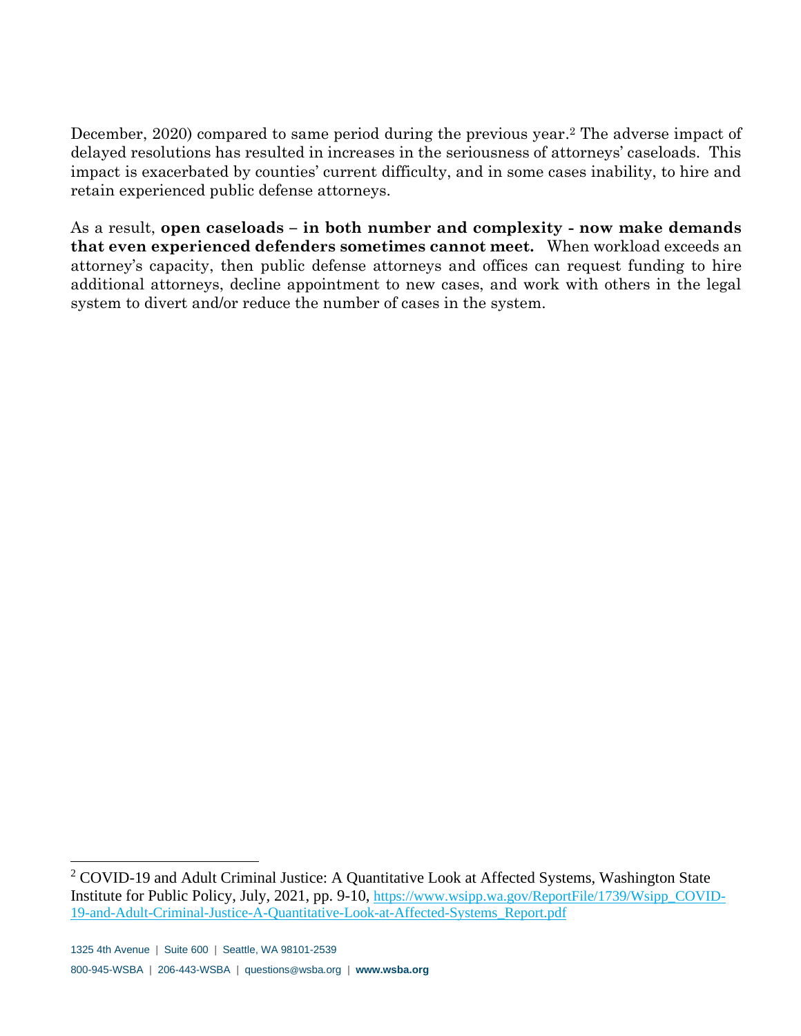December, 2020) compared to same period during the previous year.[2] The adverse impact of delayed resolutions has resulted in increases in the seriousness of attorneys' caseloads. This impact is exacerbated by counties' current difficulty, and in some cases inability, to hire and retain experienced public defense attorneys.

As a result, **open caseloads – in both number and complexity - now make demands that even experienced defenders sometimes cannot meet.** When workload exceeds an attorney's capacity, then public defense attorneys and offices can request funding to hire additional attorneys, decline appointment to new cases, and work with others in the legal system to divert and/or reduce the number of cases in the system.

---

[2] COVID-19 and Adult Criminal Justice: A Quantitative Look at Affected Systems, Washington State Institute for Public Policy, July, 2021, pp. 9-10, https://www.wsipp.wa.gov/ReportFile/1739/Wsipp_COVID-19-and-Adult-Criminal-Justice-A-Quantitative-Look-at-Affected-Systems_Report.pdf

1325 4th Avenue | Suite 600 | Seattle, WA 98101-2539

800-945-WSBA | 206-443-WSBA | questions@wsba.org | **www.wsba.org**